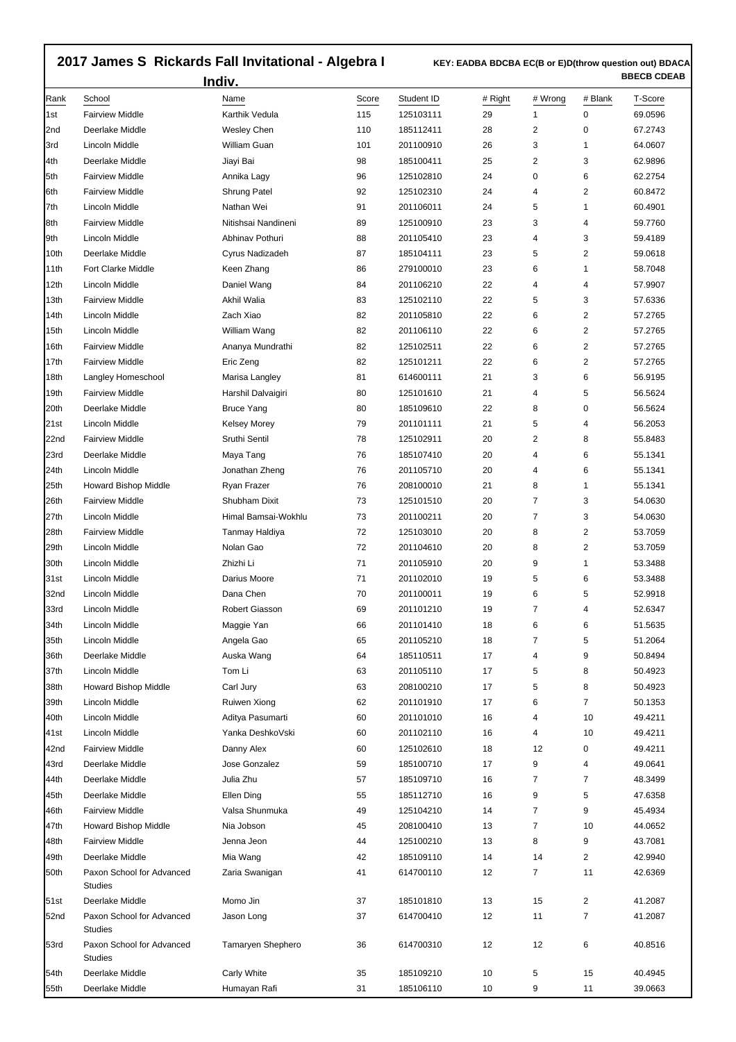# 2017 James S Rickards Fall Invitational - Algebra I Indiv.

**KEY: EADBA BDCBA EC(B or E)D(throw question out) BDACA BBECB CDEAB**

| Rank | School | Name | Score | Student ID | # Right | # Wrong | # Blank | T-Score |
|---|---|---|---|---|---|---|---|---|
| 1st | Fairview Middle | Karthik Vedula | 115 | 125103111 | 29 | 1 | 0 | 69.0596 |
| 2nd | Deerlake Middle | Wesley Chen | 110 | 185112411 | 28 | 2 | 0 | 67.2743 |
| 3rd | Lincoln Middle | William Guan | 101 | 201100910 | 26 | 3 | 1 | 64.0607 |
| 4th | Deerlake Middle | Jiayi Bai | 98 | 185100411 | 25 | 2 | 3 | 62.9896 |
| 5th | Fairview Middle | Annika Lagy | 96 | 125102810 | 24 | 0 | 6 | 62.2754 |
| 6th | Fairview Middle | Shrung Patel | 92 | 125102310 | 24 | 4 | 2 | 60.8472 |
| 7th | Lincoln Middle | Nathan Wei | 91 | 201106011 | 24 | 5 | 1 | 60.4901 |
| 8th | Fairview Middle | Nitishsai Nandineni | 89 | 125100910 | 23 | 3 | 4 | 59.7760 |
| 9th | Lincoln Middle | Abhinav Pothuri | 88 | 201105410 | 23 | 4 | 3 | 59.4189 |
| 10th | Deerlake Middle | Cyrus Nadizadeh | 87 | 185104111 | 23 | 5 | 2 | 59.0618 |
| 11th | Fort Clarke Middle | Keen Zhang | 86 | 279100010 | 23 | 6 | 1 | 58.7048 |
| 12th | Lincoln Middle | Daniel Wang | 84 | 201106210 | 22 | 4 | 4 | 57.9907 |
| 13th | Fairview Middle | Akhil Walia | 83 | 125102110 | 22 | 5 | 3 | 57.6336 |
| 14th | Lincoln Middle | Zach Xiao | 82 | 201105810 | 22 | 6 | 2 | 57.2765 |
| 15th | Lincoln Middle | William Wang | 82 | 201106110 | 22 | 6 | 2 | 57.2765 |
| 16th | Fairview Middle | Ananya Mundrathi | 82 | 125102511 | 22 | 6 | 2 | 57.2765 |
| 17th | Fairview Middle | Eric Zeng | 82 | 125101211 | 22 | 6 | 2 | 57.2765 |
| 18th | Langley Homeschool | Marisa Langley | 81 | 614600111 | 21 | 3 | 6 | 56.9195 |
| 19th | Fairview Middle | Harshil Dalvaigiri | 80 | 125101610 | 21 | 4 | 5 | 56.5624 |
| 20th | Deerlake Middle | Bruce Yang | 80 | 185109610 | 22 | 8 | 0 | 56.5624 |
| 21st | Lincoln Middle | Kelsey Morey | 79 | 201101111 | 21 | 5 | 4 | 56.2053 |
| 22nd | Fairview Middle | Sruthi Sentil | 78 | 125102911 | 20 | 2 | 8 | 55.8483 |
| 23rd | Deerlake Middle | Maya Tang | 76 | 185107410 | 20 | 4 | 6 | 55.1341 |
| 24th | Lincoln Middle | Jonathan Zheng | 76 | 201105710 | 20 | 4 | 6 | 55.1341 |
| 25th | Howard Bishop Middle | Ryan Frazer | 76 | 208100010 | 21 | 8 | 1 | 55.1341 |
| 26th | Fairview Middle | Shubham Dixit | 73 | 125101510 | 20 | 7 | 3 | 54.0630 |
| 27th | Lincoln Middle | Himal Bamsai-Wokhlu | 73 | 201100211 | 20 | 7 | 3 | 54.0630 |
| 28th | Fairview Middle | Tanmay Haldiya | 72 | 125103010 | 20 | 8 | 2 | 53.7059 |
| 29th | Lincoln Middle | Nolan Gao | 72 | 201104610 | 20 | 8 | 2 | 53.7059 |
| 30th | Lincoln Middle | Zhizhi Li | 71 | 201105910 | 20 | 9 | 1 | 53.3488 |
| 31st | Lincoln Middle | Darius Moore | 71 | 201102010 | 19 | 5 | 6 | 53.3488 |
| 32nd | Lincoln Middle | Dana Chen | 70 | 201100011 | 19 | 6 | 5 | 52.9918 |
| 33rd | Lincoln Middle | Robert Giasson | 69 | 201101210 | 19 | 7 | 4 | 52.6347 |
| 34th | Lincoln Middle | Maggie Yan | 66 | 201101410 | 18 | 6 | 6 | 51.5635 |
| 35th | Lincoln Middle | Angela Gao | 65 | 201105210 | 18 | 7 | 5 | 51.2064 |
| 36th | Deerlake Middle | Auska Wang | 64 | 185110511 | 17 | 4 | 9 | 50.8494 |
| 37th | Lincoln Middle | Tom Li | 63 | 201105110 | 17 | 5 | 8 | 50.4923 |
| 38th | Howard Bishop Middle | Carl Jury | 63 | 208100210 | 17 | 5 | 8 | 50.4923 |
| 39th | Lincoln Middle | Ruiwen Xiong | 62 | 201101910 | 17 | 6 | 7 | 50.1353 |
| 40th | Lincoln Middle | Aditya Pasumarti | 60 | 201101010 | 16 | 4 | 10 | 49.4211 |
| 41st | Lincoln Middle | Yanka DeshkoVski | 60 | 201102110 | 16 | 4 | 10 | 49.4211 |
| 42nd | Fairview Middle | Danny Alex | 60 | 125102610 | 18 | 12 | 0 | 49.4211 |
| 43rd | Deerlake Middle | Jose Gonzalez | 59 | 185100710 | 17 | 9 | 4 | 49.0641 |
| 44th | Deerlake Middle | Julia Zhu | 57 | 185109710 | 16 | 7 | 7 | 48.3499 |
| 45th | Deerlake Middle | Ellen Ding | 55 | 185112710 | 16 | 9 | 5 | 47.6358 |
| 46th | Fairview Middle | Valsa Shunmuka | 49 | 125104210 | 14 | 7 | 9 | 45.4934 |
| 47th | Howard Bishop Middle | Nia Jobson | 45 | 208100410 | 13 | 7 | 10 | 44.0652 |
| 48th | Fairview Middle | Jenna Jeon | 44 | 125100210 | 13 | 8 | 9 | 43.7081 |
| 49th | Deerlake Middle | Mia Wang | 42 | 185109110 | 14 | 14 | 2 | 42.9940 |
| 50th | Paxon School for Advanced Studies | Zaria Swanigan | 41 | 614700110 | 12 | 7 | 11 | 42.6369 |
| 51st | Deerlake Middle | Momo Jin | 37 | 185101810 | 13 | 15 | 2 | 41.2087 |
| 52nd | Paxon School for Advanced Studies | Jason Long | 37 | 614700410 | 12 | 11 | 7 | 41.2087 |
| 53rd | Paxon School for Advanced Studies | Tamaryen Shephero | 36 | 614700310 | 12 | 12 | 6 | 40.8516 |
| 54th | Deerlake Middle | Carly White | 35 | 185109210 | 10 | 5 | 15 | 40.4945 |
| 55th | Deerlake Middle | Humayan Rafi | 31 | 185106110 | 10 | 9 | 11 | 39.0663 |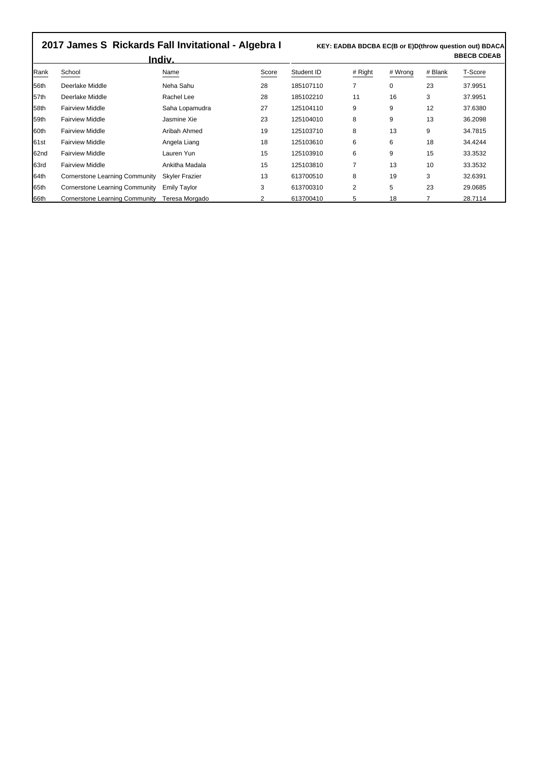## 2017 James S Rickards Fall Invitational - Algebra I Indiv.

**KEY: EADBA BDCBA EC(B or E)D(throw question out) BDACA BBECB CDEAB**

| Rank | School | Name | Score | Student ID | # Right | # Wrong | # Blank | T-Score |
|---|---|---|---|---|---|---|---|---|
| 56th | Deerlake Middle | Neha Sahu | 28 | 185107110 | 7 | 0 | 23 | 37.9951 |
| 57th | Deerlake Middle | Rachel Lee | 28 | 185102210 | 11 | 16 | 3 | 37.9951 |
| 58th | Fairview Middle | Saha Lopamudra | 27 | 125104110 | 9 | 9 | 12 | 37.6380 |
| 59th | Fairview Middle | Jasmine Xie | 23 | 125104010 | 8 | 9 | 13 | 36.2098 |
| 60th | Fairview Middle | Aribah Ahmed | 19 | 125103710 | 8 | 13 | 9 | 34.7815 |
| 61st | Fairview Middle | Angela Liang | 18 | 125103610 | 6 | 6 | 18 | 34.4244 |
| 62nd | Fairview Middle | Lauren Yun | 15 | 125103910 | 6 | 9 | 15 | 33.3532 |
| 63rd | Fairview Middle | Ankitha Madala | 15 | 125103810 | 7 | 13 | 10 | 33.3532 |
| 64th | Cornerstone Learning Community | Skyler Frazier | 13 | 613700510 | 8 | 19 | 3 | 32.6391 |
| 65th | Cornerstone Learning Community | Emily Taylor | 3 | 613700310 | 2 | 5 | 23 | 29.0685 |
| 66th | Cornerstone Learning Community | Teresa Morgado | 2 | 613700410 | 5 | 18 | 7 | 28.7114 |